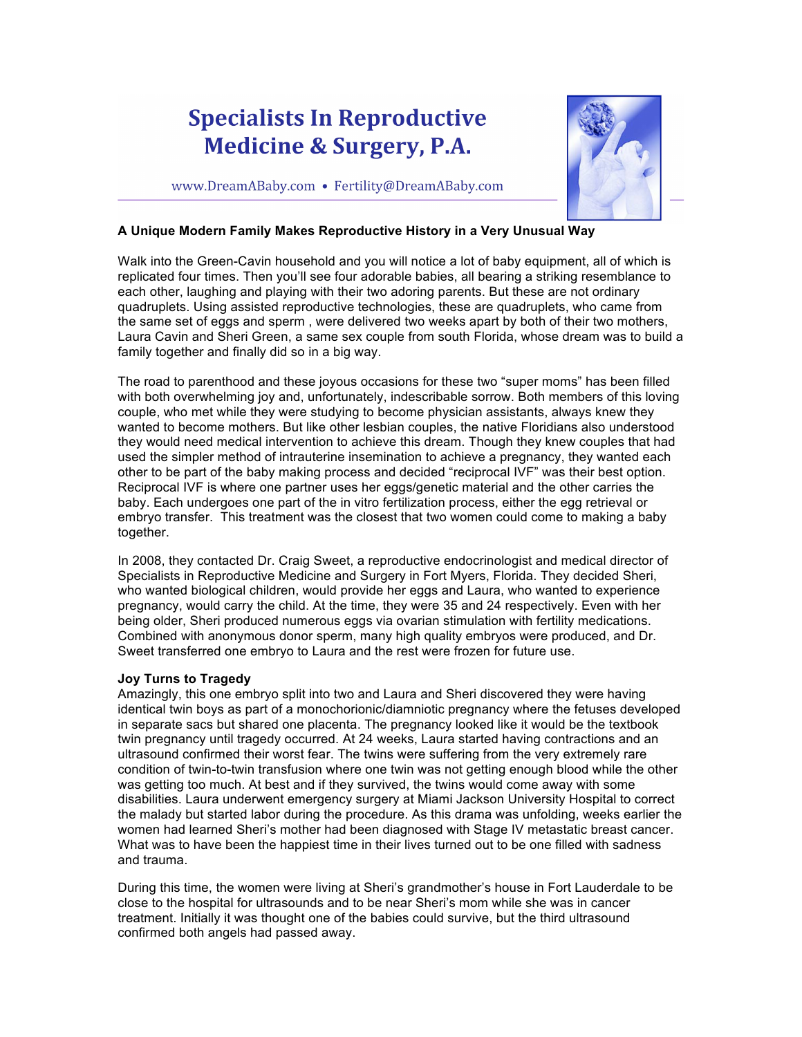# Specialists In Reproductive Medicine & Surgery, P.A.

www.DreamABaby.com • Fertility@DreamABaby.com

**A Unique Modern Family Makes Reproductive History in a Very Unusual Way**

Walk into the Green-Cavin household and you will notice a lot of baby equipment, all of which is replicated four times. Then you'll see four adorable babies, all bearing a striking resemblance to each other, laughing and playing with their two adoring parents. But these are not ordinary quadruplets. Using assisted reproductive technologies, these are quadruplets, who came from the same set of eggs and sperm , were delivered two weeks apart by both of their two mothers, Laura Cavin and Sheri Green, a same sex couple from south Florida, whose dream was to build a family together and finally did so in a big way.

The road to parenthood and these joyous occasions for these two "super moms" has been filled with both overwhelming joy and, unfortunately, indescribable sorrow. Both members of this loving couple, who met while they were studying to become physician assistants, always knew they wanted to become mothers. But like other lesbian couples, the native Floridians also understood they would need medical intervention to achieve this dream. Though they knew couples that had used the simpler method of intrauterine insemination to achieve a pregnancy, they wanted each other to be part of the baby making process and decided "reciprocal IVF" was their best option. Reciprocal IVF is wherein one partner uses her eggs/genetic material and the other carries the baby. Each undergoes one part of the in vitro fertilization process, either the egg retrieval or embryo transfer. This treatment was the closest that two women could come to making a baby together.

In 2008, they contacted Dr. Craig Sweet, a reproductive endocrinologist and medical director of Specialists in Reproductive Medicine and Surgery in Fort Myers, Florida. They decided Sheri, who wanted biological children, would provide her eggs and Laura, who wanted to experience pregnancy, would carry the child. At the time, they were 35 and 24 respectively. Even with her being older, Sheri produced numerous eggs via ovarian stimulation with fertility medications. Combined with anonymous donor sperm, many high quality embryos were produced, and Dr. Sweet transferred one embryo to Laura and the rest were frozen for future use.

**Joy Turns to Tragedy**

Amazingly, this one embryo split into two and Laura and Sheri discovered they were having identical twin boys as part of a monochorionic/diamniotic pregnancy where the fetuses developed in separate sacs but shared one placenta. The pregnancy looked like it would be the textbook twin pregnancy until tragedy occurred. At 24 weeks, Laura started having contractions and an ultrasound confirmed their worst fear. The twins were suffering from the very extremely rare condition of twin-to-twin transfusion where one twin was not getting enough blood while the other was getting too much. At best and if they survived, the twins would come away with some disabilities. Laura underwent emergency surgery at Miami Jackson University Hospital to correct the malady but started labor during the procedure. As this drama was unfolding, weeks earlier the women had learned Sheri's mother had been diagnosed with Stage IV metastatic breast cancer. What was to have been the happiest time in their lives turned out to be one filled with sadness and trauma.

During this time, the women were living at Sheri's grandmother's house in Fort Lauderdale to be close to the hospital for ultrasounds and to be near Sheri's mom while she was in cancer treatment. Initially it was thought one of the babies could survive, but the third ultrasound confirmed both angels had passed away.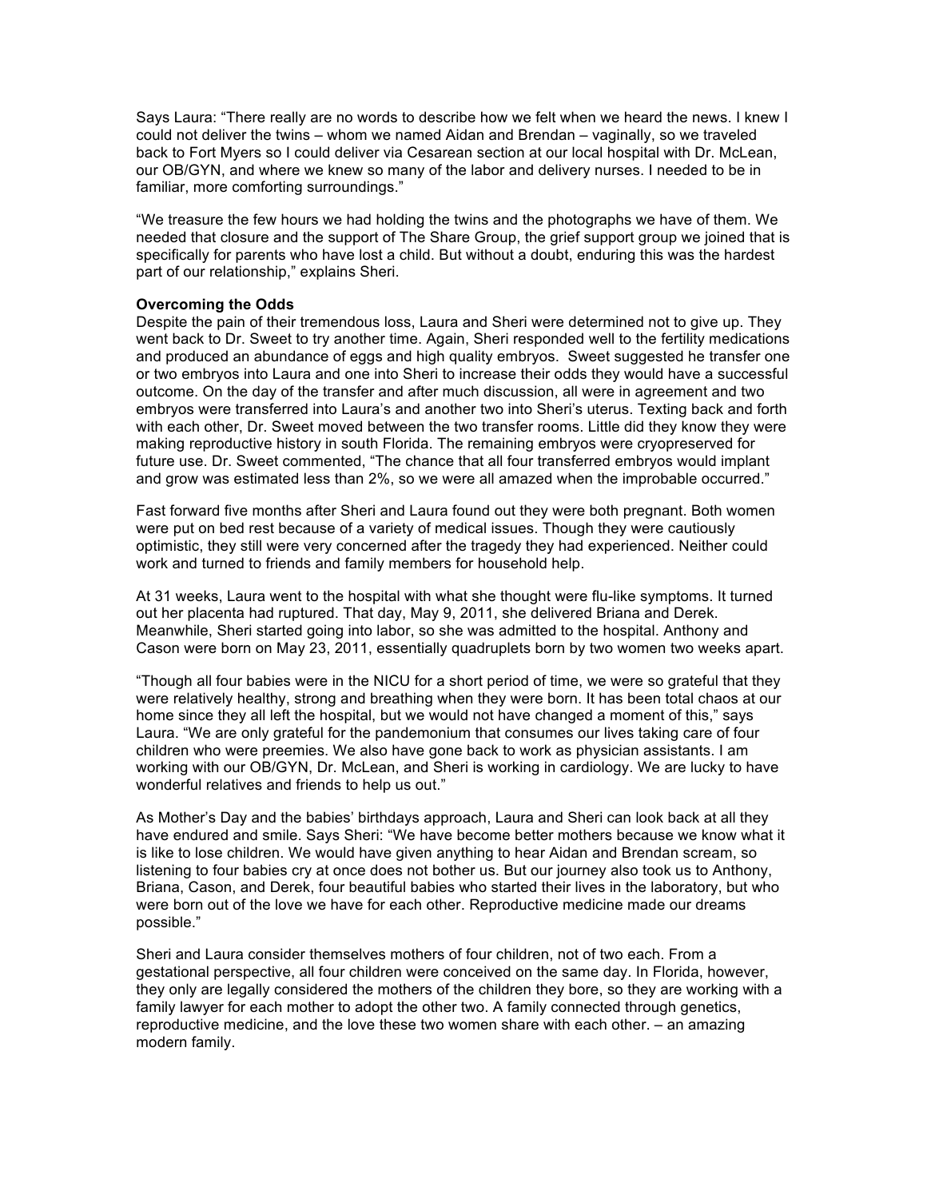Says Laura: "There really are no words to describe how we felt when we heard the news. I knew I could not deliver the twins – whom we named Aidan and Brendan – vaginally, so we traveled back to Fort Myers so I could deliver via Cesarean section at our local hospital with Dr. McLean, our OB/GYN, and where we knew so many of the labor and delivery nurses. I needed to be in familiar, more comforting surroundings."

"We treasure the few hours we had holding the twins and the photographs we have of them. We needed that closure and the support of The Share Group, the grief support group we joined that is specifically for parents who have lost a child. But without a doubt, enduring this was the hardest part of our relationship," explains Sheri.

**Overcoming the Odds**

Despite the pain of their tremendous loss, Laura and Sheri were determined not to give up. They went back to Dr. Sweet to try another time. Again, Sheri responded well to the fertility medications and produced an abundance of eggs and high quality embryos. Sweet suggested he transfer one or two embryos into Laura and one into Sheri to increase their odds they would have a successful outcome. On the day of the transfer and after much discussion, all were in agreement and two embryos were transferred into Laura's and another two into Sheri's uterus. Texting back and forth with each other, Dr. Sweet moved between the two transfer rooms. Little did they know they were making reproductive history in south Florida. The remaining embryos were cryopreserved for future use. Dr. Sweet commented, "The chance that all four transferred embryos would implant and grow was estimated less than 2%, so we were all amazed when the improbable occurred."

Fast forward five months after Sheri and Laura found out they were both pregnant. Both women were put on bed rest because of a variety of medical issues. Though they were cautiously optimistic, they still were very concerned after the tragedy they had experienced. Neither could work and turned to friends and family members for household help.

At 31 weeks, Laura went to the hospital with what she thought were flu-like symptoms. It turned out her placenta had ruptured. That day, May 9, 2011, she delivered Briana and Derek. Meanwhile, Sheri started going into labor, so she was admitted to the hospital. Anthony and Cason were born on May 23, 2011, essentially quadruplets born by two women two weeks apart.

"Though all four babies were in the NICU for a short period of time, we were so grateful that they were relatively healthy, strong and breathing when they were born. It has been total chaos at our home since they all left the hospital, but we would not have changed a moment of this," says Laura. "We are only grateful for the pandemonium that consumes our lives taking care of four children who were preemies. We also have gone back to work as physician assistants. I am working with our OB/GYN, Dr. McLean, and Sheri is working in cardiology. We are lucky to have wonderful relatives and friends to help us out."

As Mother's Day and the babies' birthdays approach, Laura and Sheri can look back at all they have endured and smile. Says Sheri: "We have become better mothers because we know what it is like to lose children. We would have given anything to hear Aidan and Brendan scream, so listening to four babies cry at once does not bother us. But our journey also took us to Anthony, Briana, Cason, and Derek, four beautiful babies who started their lives in the laboratory, but who were born out of the love we have for each other. Reproductive medicine made our dreams possible."

Sheri and Laura consider themselves mothers of four children, not of two each. From a gestational perspective, all four children were conceived on the same day. In Florida, however, they only are legally considered the mothers of the children they bore, so they are working with a family lawyer for each mother to adopt the other two. A family connected through genetics, reproductive medicine, and the love these two women share with each other. – an amazing modern family.